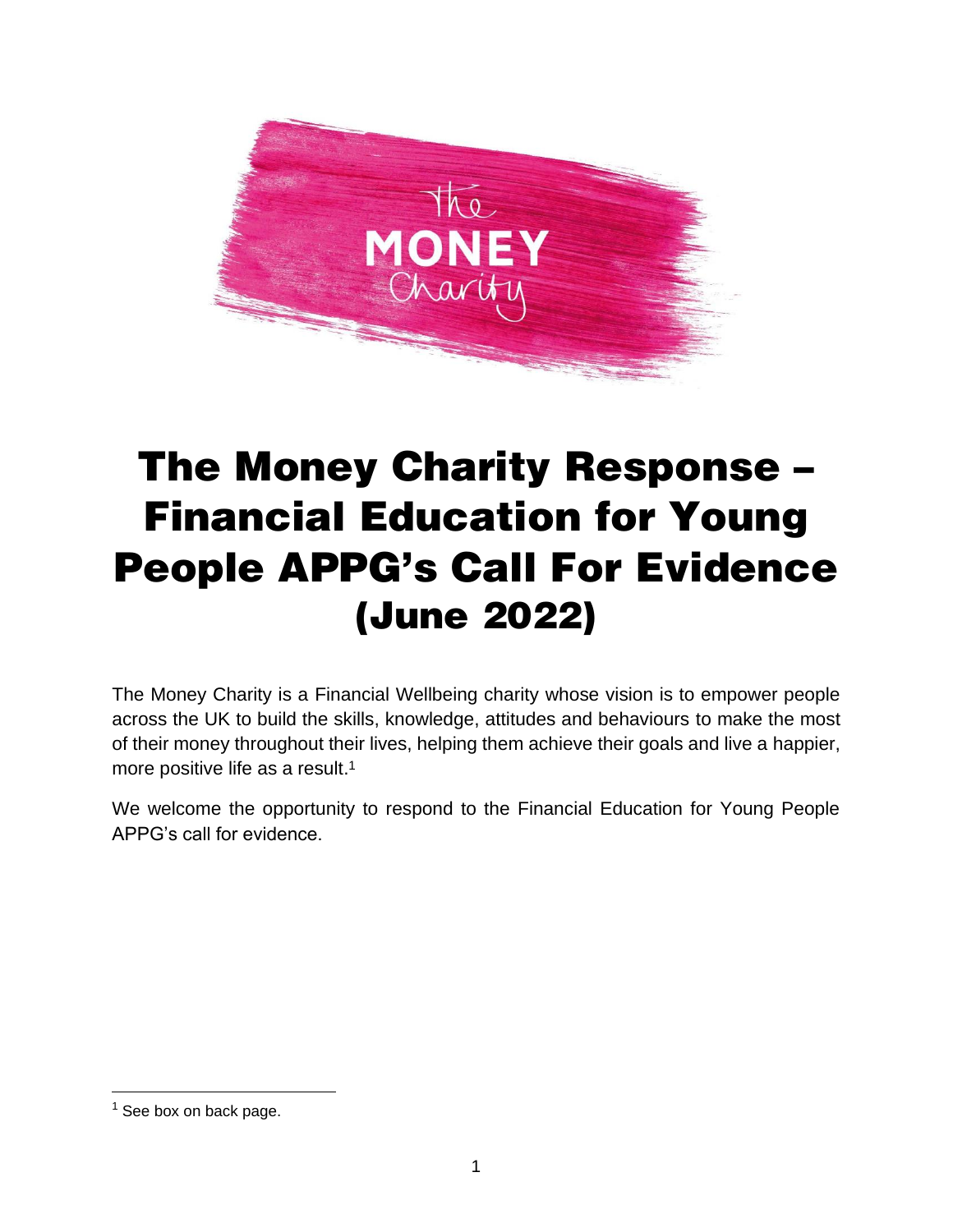# The Money Charity Response – Financial Education for Young People APPG's Call For Evidence (June 2022)

The Money Charity is a Financial Wellbeing charity whose vision is to empower people across the UK to build the skills, knowledge, attitudes and behaviours to make the most of their money throughout their lives, helping them achieve their goals and live a happier, more positive life as a result.[1]

We welcome the opportunity to respond to the Financial Education for Young People APPG's call for evidence.

[1] See box on back page.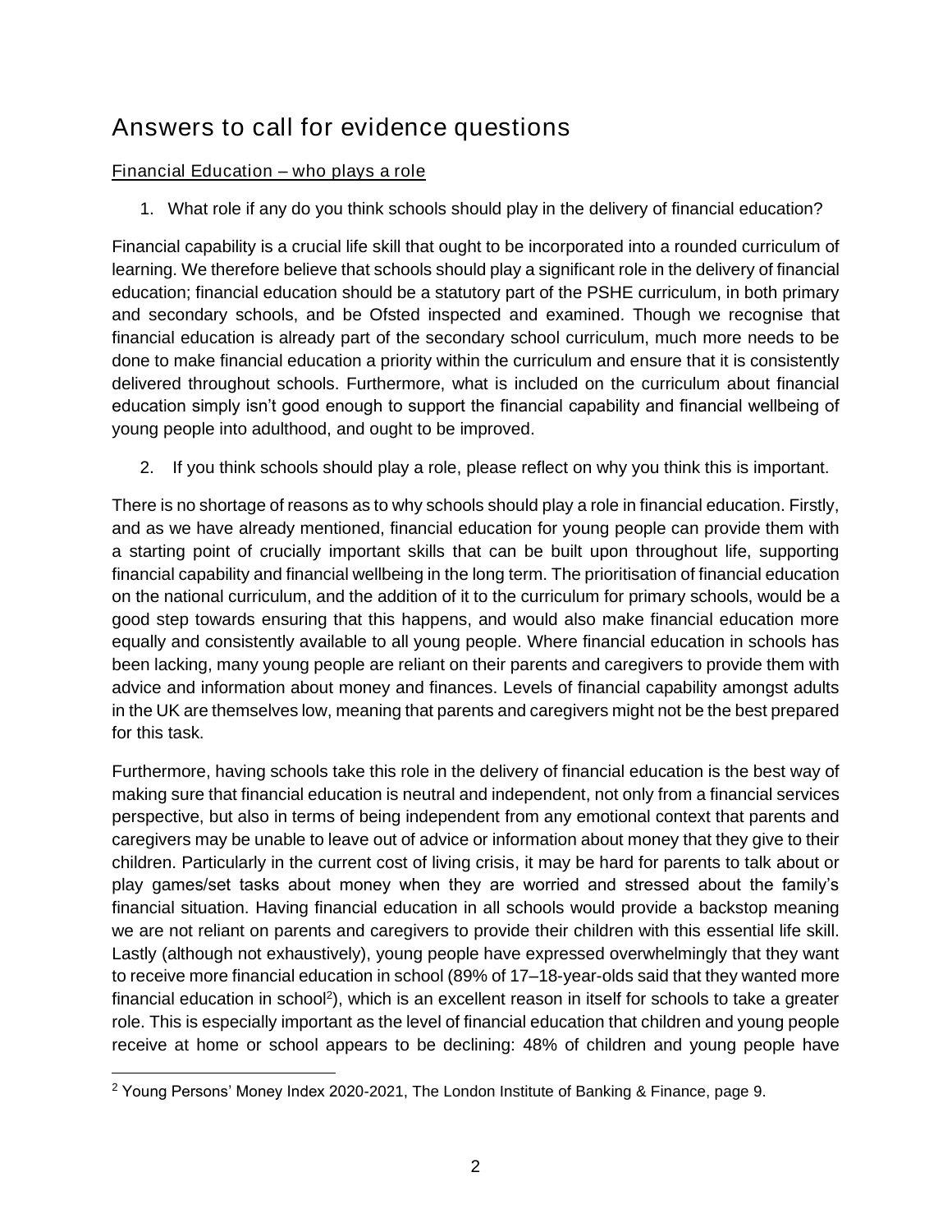## Answers to call for evidence questions

### Financial Education – who plays a role

1. What role if any do you think schools should play in the delivery of financial education?

Financial capability is a crucial life skill that ought to be incorporated into a rounded curriculum of learning. We therefore believe that schools should play a significant role in the delivery of financial education; financial education should be a statutory part of the PSHE curriculum, in both primary and secondary schools, and be Ofsted inspected and examined. Though we recognise that financial education is already part of the secondary school curriculum, much more needs to be done to make financial education a priority within the curriculum and ensure that it is consistently delivered throughout schools. Furthermore, what is included on the curriculum about financial education simply isn't good enough to support the financial capability and financial wellbeing of young people into adulthood, and ought to be improved.

2. If you think schools should play a role, please reflect on why you think this is important.

There is no shortage of reasons as to why schools should play a role in financial education. Firstly, and as we have already mentioned, financial education for young people can provide them with a starting point of crucially important skills that can be built upon throughout life, supporting financial capability and financial wellbeing in the long term. The prioritisation of financial education on the national curriculum, and the addition of it to the curriculum for primary schools, would be a good step towards ensuring that this happens, and would also make financial education more equally and consistently available to all young people. Where financial education in schools has been lacking, many young people are reliant on their parents and caregivers to provide them with advice and information about money and finances. Levels of financial capability amongst adults in the UK are themselves low, meaning that parents and caregivers might not be the best prepared for this task.

Furthermore, having schools take this role in the delivery of financial education is the best way of making sure that financial education is neutral and independent, not only from a financial services perspective, but also in terms of being independent from any emotional context that parents and caregivers may be unable to leave out of advice or information about money that they give to their children. Particularly in the current cost of living crisis, it may be hard for parents to talk about or play games/set tasks about money when they are worried and stressed about the family's financial situation. Having financial education in all schools would provide a backstop meaning we are not reliant on parents and caregivers to provide their children with this essential life skill. Lastly (although not exhaustively), young people have expressed overwhelmingly that they want to receive more financial education in school (89% of 17–18-year-olds said that they wanted more financial education in school[2]), which is an excellent reason in itself for schools to take a greater role. This is especially important as the level of financial education that children and young people receive at home or school appears to be declining: 48% of children and young people have

[2] Young Persons' Money Index 2020-2021, The London Institute of Banking & Finance, page 9.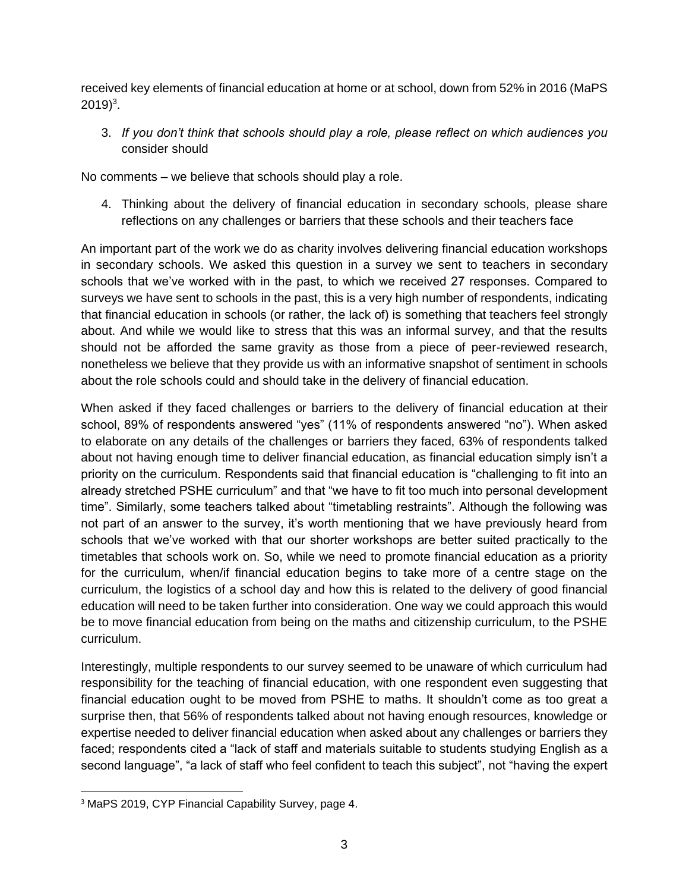received key elements of financial education at home or at school, down from 52% in 2016 (MaPS 2019)[3].

3. *If you don't think that schools should play a role, please reflect on which audiences you* consider should

No comments – we believe that schools should play a role.

4. Thinking about the delivery of financial education in secondary schools, please share reflections on any challenges or barriers that these schools and their teachers face

An important part of the work we do as charity involves delivering financial education workshops in secondary schools. We asked this question in a survey we sent to teachers in secondary schools that we've worked with in the past, to which we received 27 responses. Compared to surveys we have sent to schools in the past, this is a very high number of respondents, indicating that financial education in schools (or rather, the lack of) is something that teachers feel strongly about. And while we would like to stress that this was an informal survey, and that the results should not be afforded the same gravity as those from a piece of peer-reviewed research, nonetheless we believe that they provide us with an informative snapshot of sentiment in schools about the role schools could and should take in the delivery of financial education.

When asked if they faced challenges or barriers to the delivery of financial education at their school, 89% of respondents answered "yes" (11% of respondents answered "no"). When asked to elaborate on any details of the challenges or barriers they faced, 63% of respondents talked about not having enough time to deliver financial education, as financial education simply isn't a priority on the curriculum. Respondents said that financial education is "challenging to fit into an already stretched PSHE curriculum" and that "we have to fit too much into personal development time". Similarly, some teachers talked about "timetabling restraints". Although the following was not part of an answer to the survey, it's worth mentioning that we have previously heard from schools that we've worked with that our shorter workshops are better suited practically to the timetables that schools work on. So, while we need to promote financial education as a priority for the curriculum, when/if financial education begins to take more of a centre stage on the curriculum, the logistics of a school day and how this is related to the delivery of good financial education will need to be taken further into consideration. One way we could approach this would be to move financial education from being on the maths and citizenship curriculum, to the PSHE curriculum.

Interestingly, multiple respondents to our survey seemed to be unaware of which curriculum had responsibility for the teaching of financial education, with one respondent even suggesting that financial education ought to be moved from PSHE to maths. It shouldn't come as too great a surprise then, that 56% of respondents talked about not having enough resources, knowledge or expertise needed to deliver financial education when asked about any challenges or barriers they faced; respondents cited a "lack of staff and materials suitable to students studying English as a second language", "a lack of staff who feel confident to teach this subject", not "having the expert

[3] MaPS 2019, CYP Financial Capability Survey, page 4.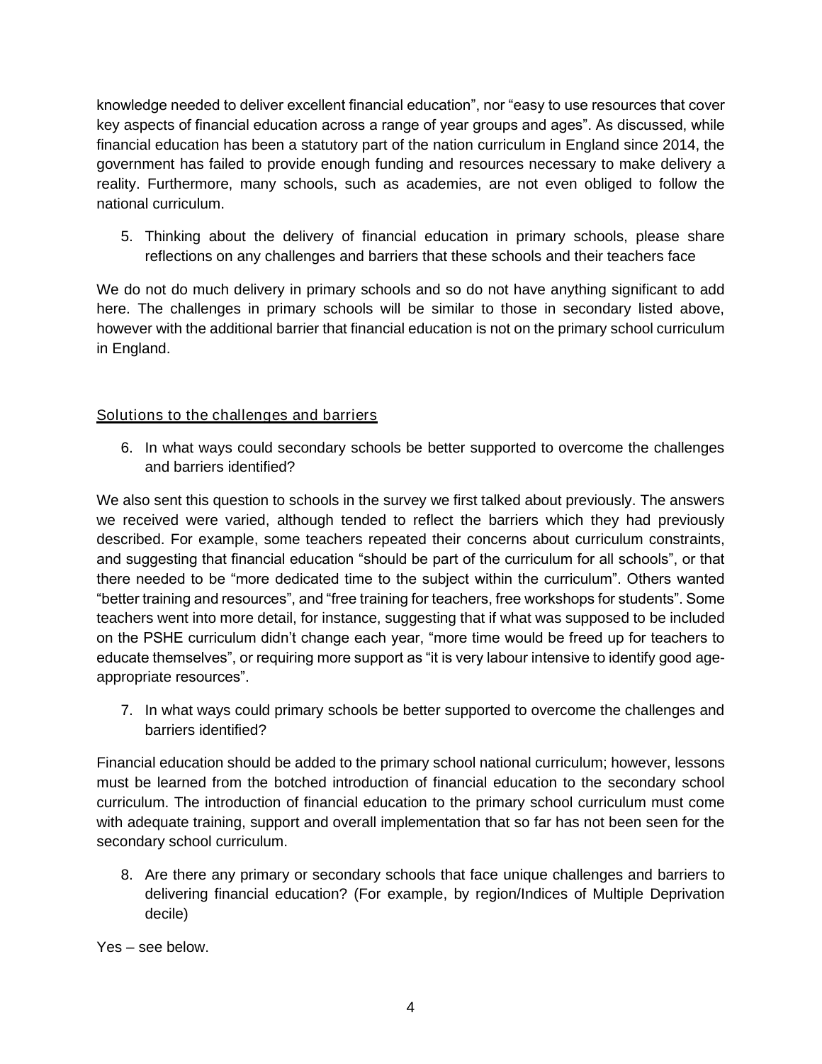knowledge needed to deliver excellent financial education", nor "easy to use resources that cover key aspects of financial education across a range of year groups and ages". As discussed, while financial education has been a statutory part of the nation curriculum in England since 2014, the government has failed to provide enough funding and resources necessary to make delivery a reality. Furthermore, many schools, such as academies, are not even obliged to follow the national curriculum.

5. Thinking about the delivery of financial education in primary schools, please share reflections on any challenges and barriers that these schools and their teachers face

We do not do much delivery in primary schools and so do not have anything significant to add here. The challenges in primary schools will be similar to those in secondary listed above, however with the additional barrier that financial education is not on the primary school curriculum in England.

## Solutions to the challenges and barriers

6. In what ways could secondary schools be better supported to overcome the challenges and barriers identified?

We also sent this question to schools in the survey we first talked about previously. The answers we received were varied, although tended to reflect the barriers which they had previously described. For example, some teachers repeated their concerns about curriculum constraints, and suggesting that financial education "should be part of the curriculum for all schools", or that there needed to be "more dedicated time to the subject within the curriculum". Others wanted "better training and resources", and "free training for teachers, free workshops for students". Some teachers went into more detail, for instance, suggesting that if what was supposed to be included on the PSHE curriculum didn't change each year, "more time would be freed up for teachers to educate themselves", or requiring more support as "it is very labour intensive to identify good age-appropriate resources".

7. In what ways could primary schools be better supported to overcome the challenges and barriers identified?

Financial education should be added to the primary school national curriculum; however, lessons must be learned from the botched introduction of financial education to the secondary school curriculum. The introduction of financial education to the primary school curriculum must come with adequate training, support and overall implementation that so far has not been seen for the secondary school curriculum.

8. Are there any primary or secondary schools that face unique challenges and barriers to delivering financial education? (For example, by region/Indices of Multiple Deprivation decile)

Yes – see below.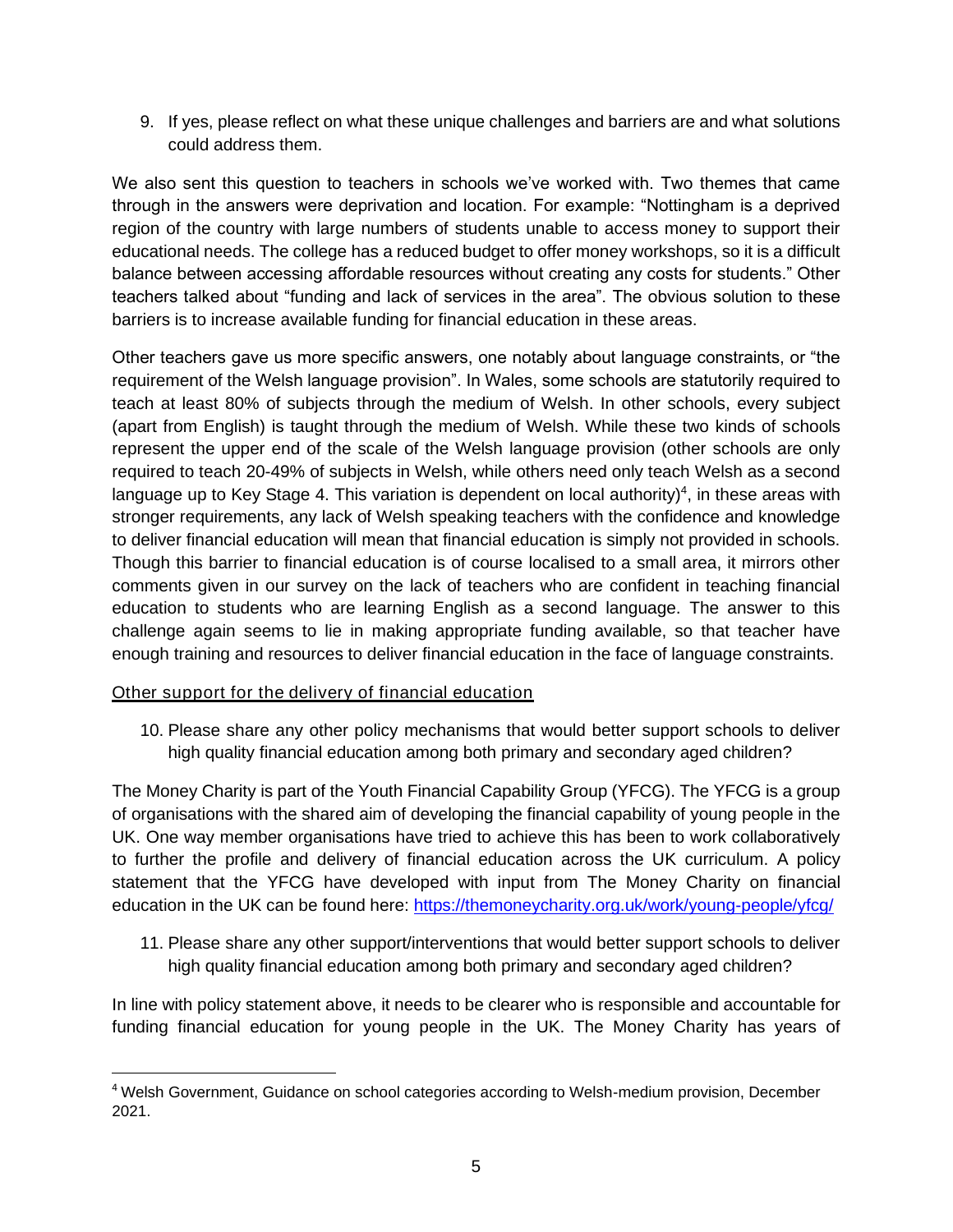9. If yes, please reflect on what these unique challenges and barriers are and what solutions could address them.

We also sent this question to teachers in schools we've worked with. Two themes that came through in the answers were deprivation and location. For example: "Nottingham is a deprived region of the country with large numbers of students unable to access money to support their educational needs. The college has a reduced budget to offer money workshops, so it is a difficult balance between accessing affordable resources without creating any costs for students." Other teachers talked about "funding and lack of services in the area". The obvious solution to these barriers is to increase available funding for financial education in these areas.

Other teachers gave us more specific answers, one notably about language constraints, or "the requirement of the Welsh language provision". In Wales, some schools are statutorily required to teach at least 80% of subjects through the medium of Welsh. In other schools, every subject (apart from English) is taught through the medium of Welsh. While these two kinds of schools represent the upper end of the scale of the Welsh language provision (other schools are only required to teach 20-49% of subjects in Welsh, while others need only teach Welsh as a second language up to Key Stage 4. This variation is dependent on local authority)[4], in these areas with stronger requirements, any lack of Welsh speaking teachers with the confidence and knowledge to deliver financial education will mean that financial education is simply not provided in schools. Though this barrier to financial education is of course localised to a small area, it mirrors other comments given in our survey on the lack of teachers who are confident in teaching financial education to students who are learning English as a second language. The answer to this challenge again seems to lie in making appropriate funding available, so that teacher have enough training and resources to deliver financial education in the face of language constraints.

<u>Other support for the delivery of financial education</u>

10. Please share any other policy mechanisms that would better support schools to deliver high quality financial education among both primary and secondary aged children?

The Money Charity is part of the Youth Financial Capability Group (YFCG). The YFCG is a group of organisations with the shared aim of developing the financial capability of young people in the UK. One way member organisations have tried to achieve this has been to work collaboratively to further the profile and delivery of financial education across the UK curriculum. A policy statement that the YFCG have developed with input from The Money Charity on financial education in the UK can be found here: https://themoneycharity.org.uk/work/young-people/yfcg/

11. Please share any other support/interventions that would better support schools to deliver high quality financial education among both primary and secondary aged children?

In line with policy statement above, it needs to be clearer who is responsible and accountable for funding financial education for young people in the UK. The Money Charity has years of

[4] Welsh Government, Guidance on school categories according to Welsh-medium provision, December 2021.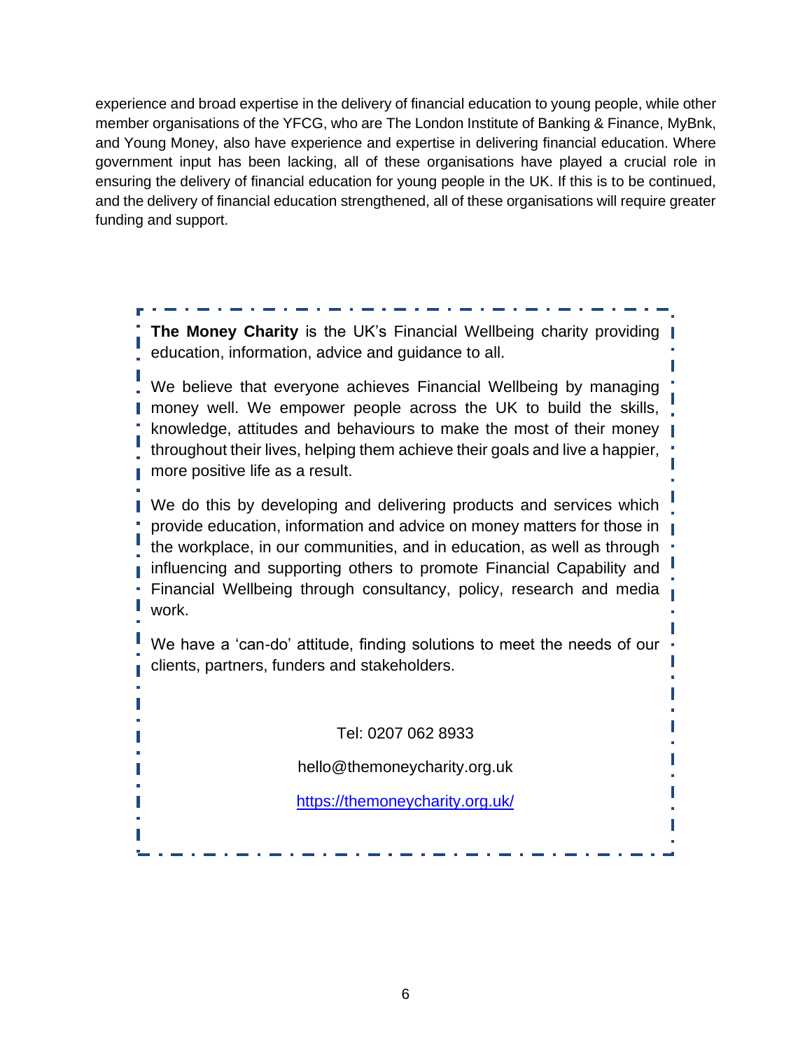experience and broad expertise in the delivery of financial education to young people, while other member organisations of the YFCG, who are The London Institute of Banking & Finance, MyBnk, and Young Money, also have experience and expertise in delivering financial education. Where government input has been lacking, all of these organisations have played a crucial role in ensuring the delivery of financial education for young people in the UK. If this is to be continued, and the delivery of financial education strengthened, all of these organisations will require greater funding and support.

**The Money Charity** is the UK's Financial Wellbeing charity providing education, information, advice and guidance to all.

We believe that everyone achieves Financial Wellbeing by managing money well. We empower people across the UK to build the skills, knowledge, attitudes and behaviours to make the most of their money throughout their lives, helping them achieve their goals and live a happier, more positive life as a result.

We do this by developing and delivering products and services which provide education, information and advice on money matters for those in the workplace, in our communities, and in education, as well as through influencing and supporting others to promote Financial Capability and Financial Wellbeing through consultancy, policy, research and media work.

We have a 'can-do' attitude, finding solutions to meet the needs of our clients, partners, funders and stakeholders.

Tel: 0207 062 8933

hello@themoneycharity.org.uk

https://themoneycharity.org.uk/